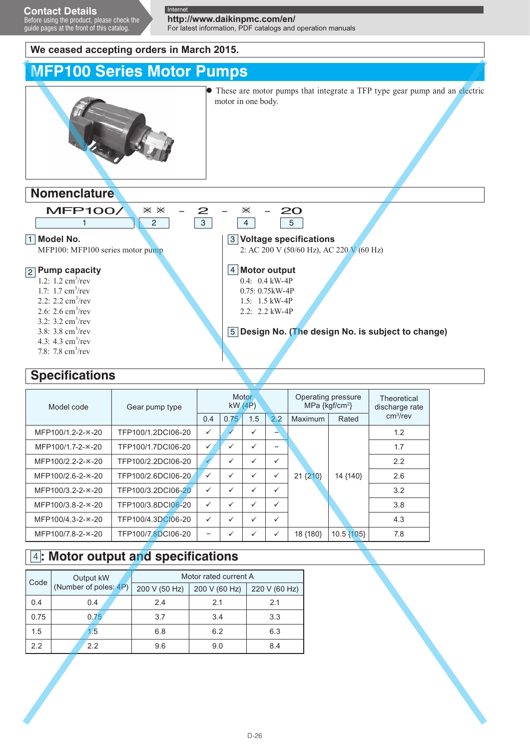**Contact Details**
Before using the product, please check the guide pages at the front of this catalog.

Internet
**http://www.daikinpmc.com/en/**
For latest information, PDF catalogs and operation manuals

**We ceased accepting orders in March 2015.**

# MFP100 Series Motor Pumps

- These are motor pumps that integrate a TFP type gear pump and an electric motor in one body.

## Nomenclature

MFP100/ ※※ - 2 - ※ - 20
1 2 3 4 5

**1 Model No.**
MFP100: MFP100 series motor pump

**2 Pump capacity**
1.2: 1.2 $cm^3$/rev
1.7: 1.7 $cm^3$/rev
2.2: 2.2 $cm^3$/rev
2.6: 2.6 $cm^3$/rev
3.2: 3.2 $cm^3$/rev
3.8: 3.8 $cm^3$/rev
4.3: 4.3 $cm^3$/rev
7.8: 7.8 $cm^3$/rev

**3 Voltage specifications**
2: AC 200 V (50/60 Hz), AC 220 V (60 Hz)

**4 Motor output**
0.4: 0.4 kW-4P
0.75: 0.75kW-4P
1.5: 1.5 kW-4P
2.2: 2.2 kW-4P

**5 Design No. (The design No. is subject to change)**

## Specifications

| Model code | Gear pump type | Motor kW (4P) | | | | Operating pressure MPa {kgf/cm²} | | Theoretical discharge rate $cm^3$/rev |
|---|---|---|---|---|---|---|---|---|
| | | 0.4 | 0.75 | 1.5 | 2.2 | Maximum | Rated | |
| MFP100/1.2-2-※-20 | TFP100/1.2DCI06-20 | ✓ | ✓ | ✓ | − | 21 {210} | 14 {140} | 1.2 |
| MFP100/1.7-2-※-20 | TFP100/1.7DCI06-20 | ✓ | ✓ | ✓ | − | | | 1.7 |
| MFP100/2.2-2-※-20 | TFP100/2.2DCI06-20 | ✓ | ✓ | ✓ | ✓ | | | 2.2 |
| MFP100/2.6-2-※-20 | TFP100/2.6DCI06-20 | ✓ | ✓ | ✓ | ✓ | | | 2.6 |
| MFP100/3.2-2-※-20 | TFP100/3.2DCI06-20 | ✓ | ✓ | ✓ | ✓ | | | 3.2 |
| MFP100/3.8-2-※-20 | TFP100/3.8DCI06-20 | ✓ | ✓ | ✓ | ✓ | | | 3.8 |
| MFP100/4.3-2-※-20 | TFP100/4.3DCI06-20 | ✓ | ✓ | ✓ | ✓ | | | 4.3 |
| MFP100/7.8-2-※-20 | TFP100/7.8DCI06-20 | − | ✓ | ✓ | ✓ | 18 {180} | 10.5 {105} | 7.8 |

## 4: Motor output and specifications

| Code | Output kW (Number of poles: 4P) | Motor rated current A | | |
|---|---|---|---|---|
| | | 200 V (50 Hz) | 200 V (60 Hz) | 220 V (60 Hz) |
| 0.4 | 0.4 | 2.4 | 2.1 | 2.1 |
| 0.75 | 0.75 | 3.7 | 3.4 | 3.3 |
| 1.5 | 1.5 | 6.8 | 6.2 | 6.3 |
| 2.2 | 2.2 | 9.6 | 9.0 | 8.4 |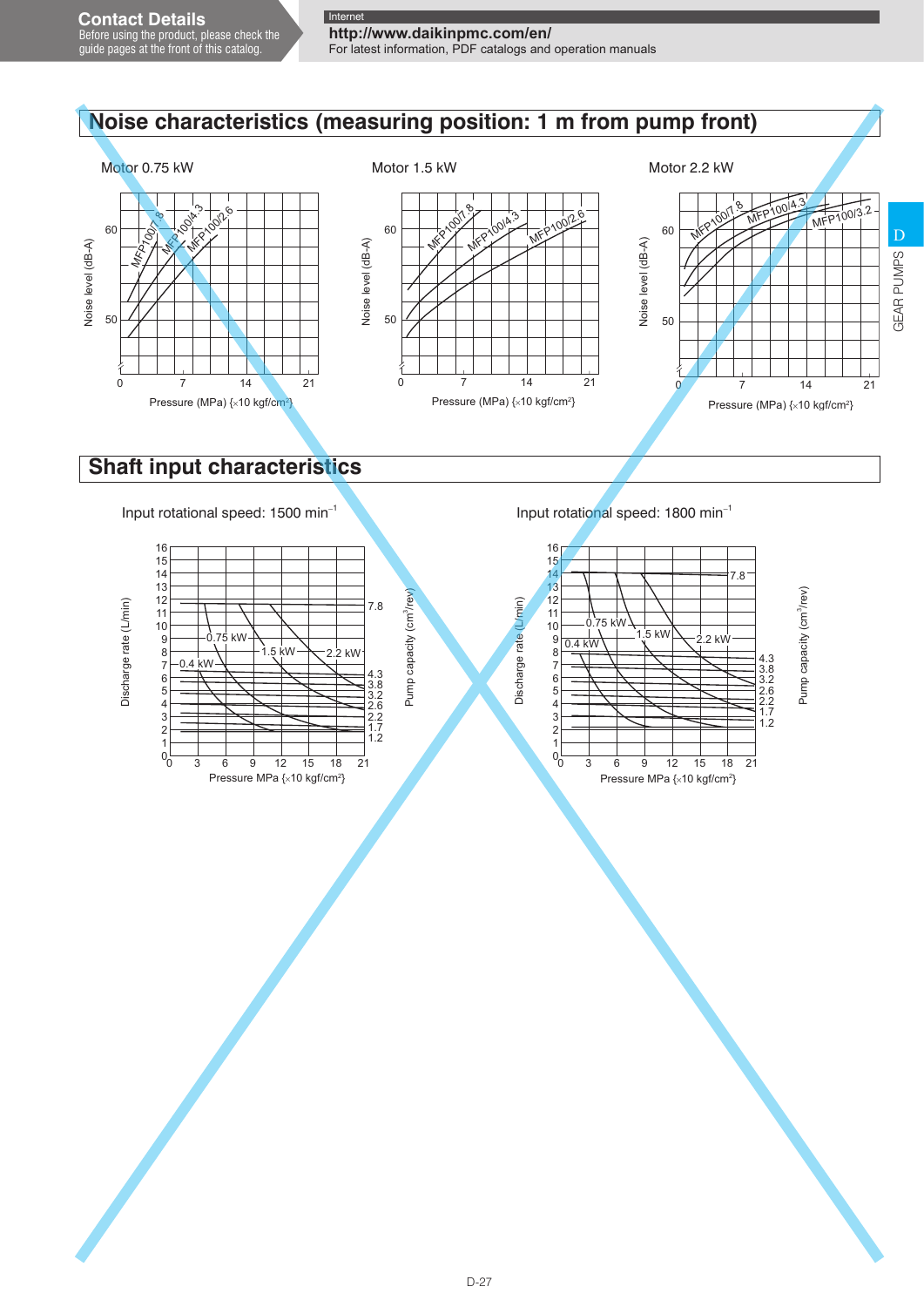## Noise characteristics (measuring position: 1 m from pump front)

Motor 0.75 kW

Motor 1.5 kW

Motor 2.2 kW

## Shaft input characteristics

Input rotational speed: 1500 min$^{-1}$

Input rotational speed: 1800 min$^{-1}$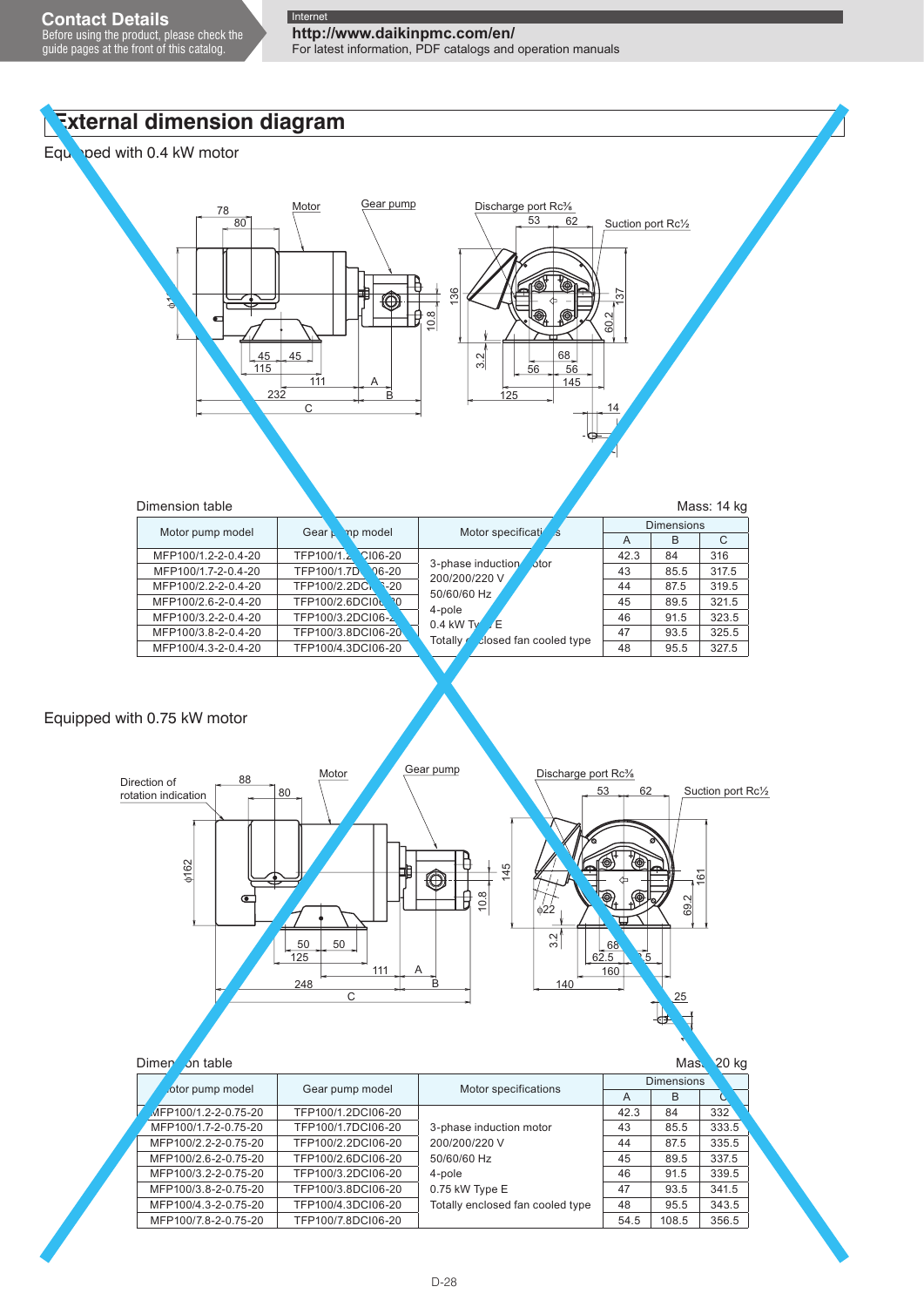Contact Details
Before using the product, please check the guide pages at the front of this catalog.

Internet
http://www.daikinpmc.com/en/
For latest information, PDF catalogs and operation manuals

# External dimension diagram

## Equipped with 0.4 kW motor

Dimension table

Mass: 14 kg

| Motor pump model | Gear pump model | Motor specifications | Dimensions | | |
|---|---|---|---|---|---|
| | | | A | B | C |
| MFP100/1.2-2-0.4-20 | TFP100/1.2DCI06-20 | 3-phase induction motor<br>200/200/220 V<br>50/60/60 Hz<br>4-pole<br>0.4 kW Type E<br>Totally enclosed fan cooled type | 42.3 | 84 | 316 |
| MFP100/1.7-2-0.4-20 | TFP100/1.7DCI06-20 | | 43 | 85.5 | 317.5 |
| MFP100/2.2-2-0.4-20 | TFP100/2.2DCI06-20 | | 44 | 87.5 | 319.5 |
| MFP100/2.6-2-0.4-20 | TFP100/2.6DCI06-20 | | 45 | 89.5 | 321.5 |
| MFP100/3.2-2-0.4-20 | TFP100/3.2DCI06-20 | | 46 | 91.5 | 323.5 |
| MFP100/3.8-2-0.4-20 | TFP100/3.8DCI06-20 | | 47 | 93.5 | 325.5 |
| MFP100/4.3-2-0.4-20 | TFP100/4.3DCI06-20 | | 48 | 95.5 | 327.5 |

## Equipped with 0.75 kW motor

Dimension table

Mass: 20 kg

| Motor pump model | Gear pump model | Motor specifications | Dimensions | | |
|---|---|---|---|---|---|
| | | | A | B | C |
| MFP100/1.2-2-0.75-20 | TFP100/1.2DCI06-20 | 3-phase induction motor<br>200/200/220 V<br>50/60/60 Hz<br>4-pole<br>0.75 kW Type E<br>Totally enclosed fan cooled type | 42.3 | 84 | 332 |
| MFP100/1.7-2-0.75-20 | TFP100/1.7DCI06-20 | | 43 | 85.5 | 333.5 |
| MFP100/2.2-2-0.75-20 | TFP100/2.2DCI06-20 | | 44 | 87.5 | 335.5 |
| MFP100/2.6-2-0.75-20 | TFP100/2.6DCI06-20 | | 45 | 89.5 | 337.5 |
| MFP100/3.2-2-0.75-20 | TFP100/3.2DCI06-20 | | 46 | 91.5 | 339.5 |
| MFP100/3.8-2-0.75-20 | TFP100/3.8DCI06-20 | | 47 | 93.5 | 341.5 |
| MFP100/4.3-2-0.75-20 | TFP100/4.3DCI06-20 | | 48 | 95.5 | 343.5 |
| MFP100/7.8-2-0.75-20 | TFP100/7.8DCI06-20 | | 54.5 | 108.5 | 356.5 |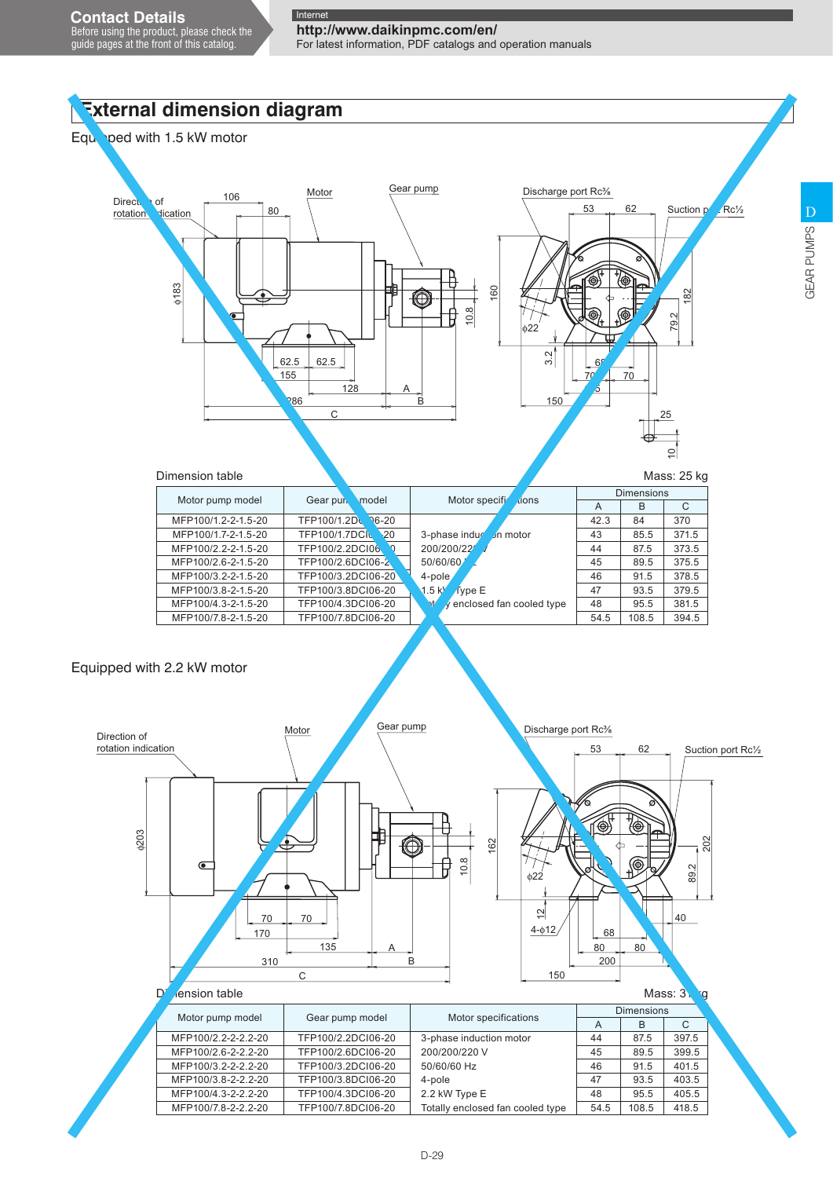## External dimension diagram

### Equipped with 1.5 kW motor

Direction of rotation indication
Motor
Gear pump
Discharge port Rc⅜
Suction port Rc½
106
80
53
62
ϕ183
160
182
79.2
10.8
ϕ22
3.2
62.5 62.5
155
68
70 70
128
A
286
B
C
150
25
10

Dimension table

Mass: 25 kg

| Motor pump model | Gear pump model | Motor specifications | Dimensions | | |
|---|---|---|---|---|---|
| | | | A | B | C |
| MFP100/1.2-2-1.5-20 | TFP100/1.2DCI06-20 | 3-phase induction motor<br>200/200/220 V<br>50/60/60 Hz<br>4-pole<br>1.5 kW Type E<br>Totally enclosed fan cooled type | 42.3 | 84 | 370 |
| MFP100/1.7-2-1.5-20 | TFP100/1.7DCI06-20 | | 43 | 85.5 | 371.5 |
| MFP100/2.2-2-1.5-20 | TFP100/2.2DCI06-20 | | 44 | 87.5 | 373.5 |
| MFP100/2.6-2-1.5-20 | TFP100/2.6DCI06-20 | | 45 | 89.5 | 375.5 |
| MFP100/3.2-2-1.5-20 | TFP100/3.2DCI06-20 | | 46 | 91.5 | 378.5 |
| MFP100/3.8-2-1.5-20 | TFP100/3.8DCI06-20 | | 47 | 93.5 | 379.5 |
| MFP100/4.3-2-1.5-20 | TFP100/4.3DCI06-20 | | 48 | 95.5 | 381.5 |
| MFP100/7.8-2-1.5-20 | TFP100/7.8DCI06-20 | | 54.5 | 108.5 | 394.5 |

### Equipped with 2.2 kW motor

Direction of rotation indication
Motor
Gear pump
Discharge port Rc⅜
Suction port Rc½
53
62
ϕ203
162
202
89.2
10.8
ϕ22
12
4-ϕ12
70 70
170
135
A
310
B
C
68
80 80
200
40
150

Dimension table

Mass: 31 kg

| Motor pump model | Gear pump model | Motor specifications | Dimensions | | |
|---|---|---|---|---|---|
| | | | A | B | C |
| MFP100/2.2-2-2.2-20 | TFP100/2.2DCI06-20 | 3-phase induction motor<br>200/200/220 V<br>50/60/60 Hz<br>4-pole<br>2.2 kW Type E<br>Totally enclosed fan cooled type | 44 | 87.5 | 397.5 |
| MFP100/2.6-2-2.2-20 | TFP100/2.6DCI06-20 | | 45 | 89.5 | 399.5 |
| MFP100/3.2-2-2.2-20 | TFP100/3.2DCI06-20 | | 46 | 91.5 | 401.5 |
| MFP100/3.8-2-2.2-20 | TFP100/3.8DCI06-20 | | 47 | 93.5 | 403.5 |
| MFP100/4.3-2-2.2-20 | TFP100/4.3DCI06-20 | | 48 | 95.5 | 405.5 |
| MFP100/7.8-2-2.2-20 | TFP100/7.8DCI06-20 | | 54.5 | 108.5 | 418.5 |